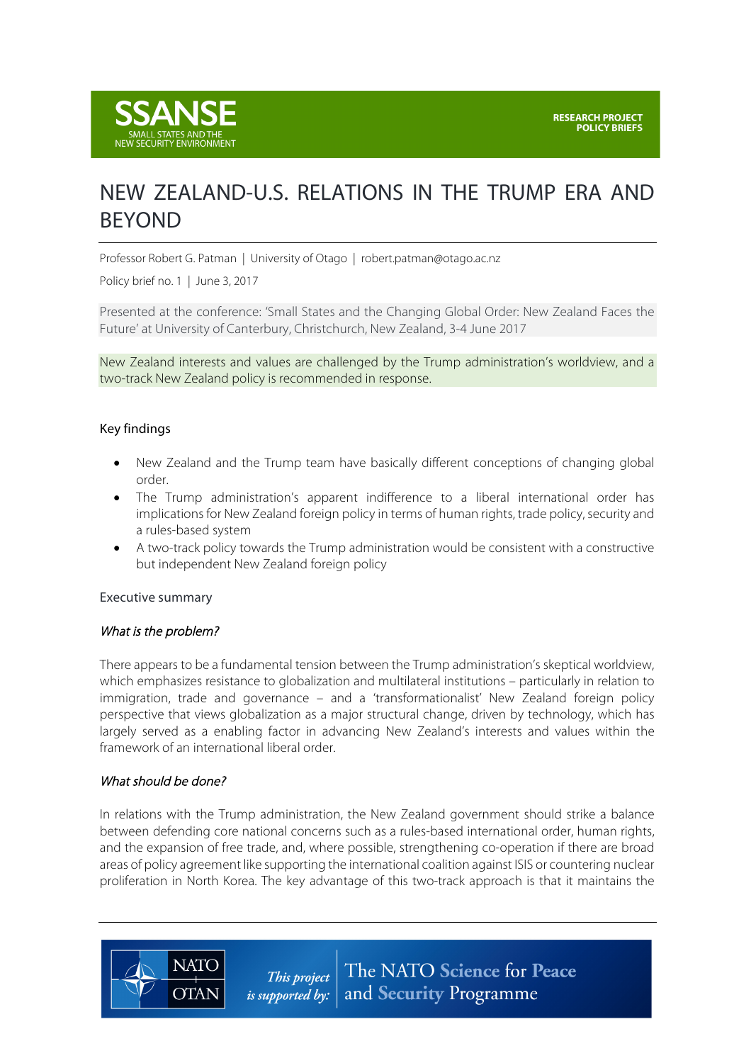SSANSE
SMALL STATES AND THE NEW SECURITY ENVIRONMENT

RESEARCH PROJECT POLICY BRIEFS

# NEW ZEALAND-U.S. RELATIONS IN THE TRUMP ERA AND BEYOND

Professor Robert G. Patman | University of Otago | robert.patman@otago.ac.nz

Policy brief no. 1 | June 3, 2017

Presented at the conference: 'Small States and the Changing Global Order: New Zealand Faces the Future' at University of Canterbury, Christchurch, New Zealand, 3-4 June 2017

New Zealand interests and values are challenged by the Trump administration's worldview, and a two-track New Zealand policy is recommended in response.

## Key findings

- New Zealand and the Trump team have basically different conceptions of changing global order.
- The Trump administration's apparent indifference to a liberal international order has implications for New Zealand foreign policy in terms of human rights, trade policy, security and a rules-based system
- A two-track policy towards the Trump administration would be consistent with a constructive but independent New Zealand foreign policy

## Executive summary

### *What is the problem?*

There appears to be a fundamental tension between the Trump administration's skeptical worldview, which emphasizes resistance to globalization and multilateral institutions – particularly in relation to immigration, trade and governance – and a 'transformationalist' New Zealand foreign policy perspective that views globalization as a major structural change, driven by technology, which has largely served as a enabling factor in advancing New Zealand's interests and values within the framework of an international liberal order.

### *What should be done?*

In relations with the Trump administration, the New Zealand government should strike a balance between defending core national concerns such as a rules-based international order, human rights, and the expansion of free trade, and, where possible, strengthening co-operation if there are broad areas of policy agreement like supporting the international coalition against ISIS or countering nuclear proliferation in North Korea. The key advantage of this two-track approach is that it maintains the

This project is supported by: The NATO Science for Peace and Security Programme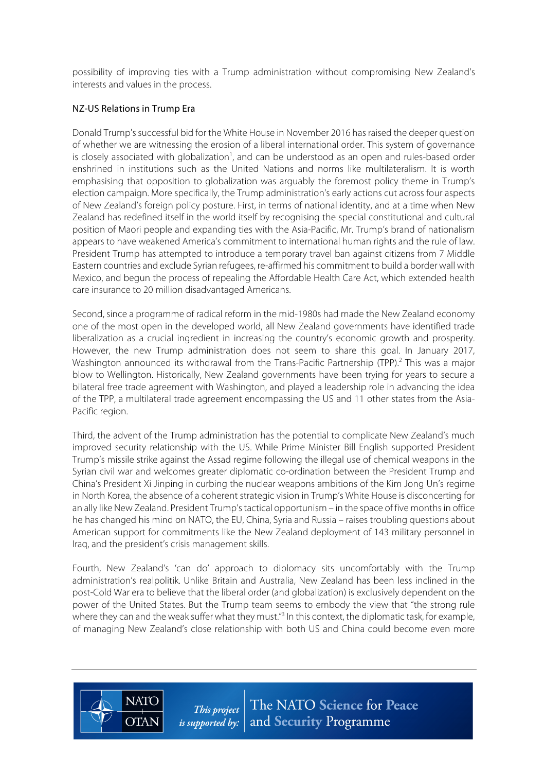possibility of improving ties with a Trump administration without compromising New Zealand's interests and values in the process.

## NZ-US Relations in Trump Era

Donald Trump's successful bid for the White House in November 2016 has raised the deeper question of whether we are witnessing the erosion of a liberal international order. This system of governance is closely associated with globalization[1], and can be understood as an open and rules-based order enshrined in institutions such as the United Nations and norms like multilateralism. It is worth emphasising that opposition to globalization was arguably the foremost policy theme in Trump's election campaign. More specifically, the Trump administration's early actions cut across four aspects of New Zealand's foreign policy posture. First, in terms of national identity, and at a time when New Zealand has redefined itself in the world itself by recognising the special constitutional and cultural position of Maori people and expanding ties with the Asia-Pacific, Mr. Trump's brand of nationalism appears to have weakened America's commitment to international human rights and the rule of law. President Trump has attempted to introduce a temporary travel ban against citizens from 7 Middle Eastern countries and exclude Syrian refugees, re-affirmed his commitment to build a border wall with Mexico, and begun the process of repealing the Affordable Health Care Act, which extended health care insurance to 20 million disadvantaged Americans.

Second, since a programme of radical reform in the mid-1980s had made the New Zealand economy one of the most open in the developed world, all New Zealand governments have identified trade liberalization as a crucial ingredient in increasing the country's economic growth and prosperity. However, the new Trump administration does not seem to share this goal. In January 2017, Washington announced its withdrawal from the Trans-Pacific Partnership (TPP).[2] This was a major blow to Wellington. Historically, New Zealand governments have been trying for years to secure a bilateral free trade agreement with Washington, and played a leadership role in advancing the idea of the TPP, a multilateral trade agreement encompassing the US and 11 other states from the Asia-Pacific region.

Third, the advent of the Trump administration has the potential to complicate New Zealand's much improved security relationship with the US. While Prime Minister Bill English supported President Trump's missile strike against the Assad regime following the illegal use of chemical weapons in the Syrian civil war and welcomes greater diplomatic co-ordination between the President Trump and China's President Xi Jinping in curbing the nuclear weapons ambitions of the Kim Jong Un's regime in North Korea, the absence of a coherent strategic vision in Trump's White House is disconcerting for an ally like New Zealand. President Trump's tactical opportunism – in the space of five months in office he has changed his mind on NATO, the EU, China, Syria and Russia – raises troubling questions about American support for commitments like the New Zealand deployment of 143 military personnel in Iraq, and the president's crisis management skills.

Fourth, New Zealand's 'can do' approach to diplomacy sits uncomfortably with the Trump administration's realpolitik. Unlike Britain and Australia, New Zealand has been less inclined in the post-Cold War era to believe that the liberal order (and globalization) is exclusively dependent on the power of the United States. But the Trump team seems to embody the view that "the strong rule where they can and the weak suffer what they must."[3] In this context, the diplomatic task, for example, of managing New Zealand's close relationship with both US and China could become even more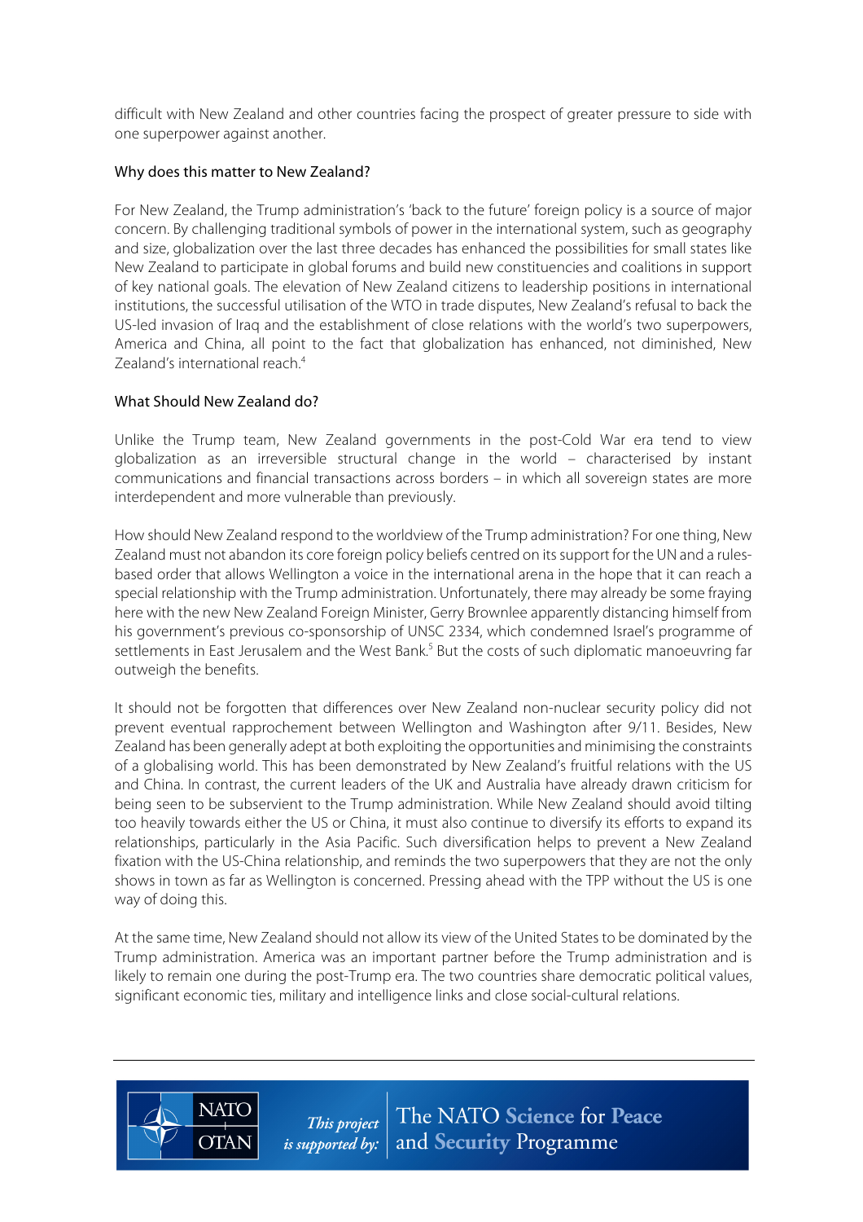difficult with New Zealand and other countries facing the prospect of greater pressure to side with one superpower against another.

### Why does this matter to New Zealand?

For New Zealand, the Trump administration's 'back to the future' foreign policy is a source of major concern. By challenging traditional symbols of power in the international system, such as geography and size, globalization over the last three decades has enhanced the possibilities for small states like New Zealand to participate in global forums and build new constituencies and coalitions in support of key national goals. The elevation of New Zealand citizens to leadership positions in international institutions, the successful utilisation of the WTO in trade disputes, New Zealand's refusal to back the US-led invasion of Iraq and the establishment of close relations with the world's two superpowers, America and China, all point to the fact that globalization has enhanced, not diminished, New Zealand's international reach.[4]

### What Should New Zealand do?

Unlike the Trump team, New Zealand governments in the post-Cold War era tend to view globalization as an irreversible structural change in the world – characterised by instant communications and financial transactions across borders – in which all sovereign states are more interdependent and more vulnerable than previously.

How should New Zealand respond to the worldview of the Trump administration? For one thing, New Zealand must not abandon its core foreign policy beliefs centred on its support for the UN and a rules-based order that allows Wellington a voice in the international arena in the hope that it can reach a special relationship with the Trump administration. Unfortunately, there may already be some fraying here with the new New Zealand Foreign Minister, Gerry Brownlee apparently distancing himself from his government's previous co-sponsorship of UNSC 2334, which condemned Israel's programme of settlements in East Jerusalem and the West Bank.[5] But the costs of such diplomatic manoeuvring far outweigh the benefits.

It should not be forgotten that differences over New Zealand non-nuclear security policy did not prevent eventual rapprochement between Wellington and Washington after 9/11. Besides, New Zealand has been generally adept at both exploiting the opportunities and minimising the constraints of a globalising world. This has been demonstrated by New Zealand's fruitful relations with the US and China. In contrast, the current leaders of the UK and Australia have already drawn criticism for being seen to be subservient to the Trump administration. While New Zealand should avoid tilting too heavily towards either the US or China, it must also continue to diversify its efforts to expand its relationships, particularly in the Asia Pacific. Such diversification helps to prevent a New Zealand fixation with the US-China relationship, and reminds the two superpowers that they are not the only shows in town as far as Wellington is concerned. Pressing ahead with the TPP without the US is one way of doing this.

At the same time, New Zealand should not allow its view of the United States to be dominated by the Trump administration. America was an important partner before the Trump administration and is likely to remain one during the post-Trump era. The two countries share democratic political values, significant economic ties, military and intelligence links and close social-cultural relations.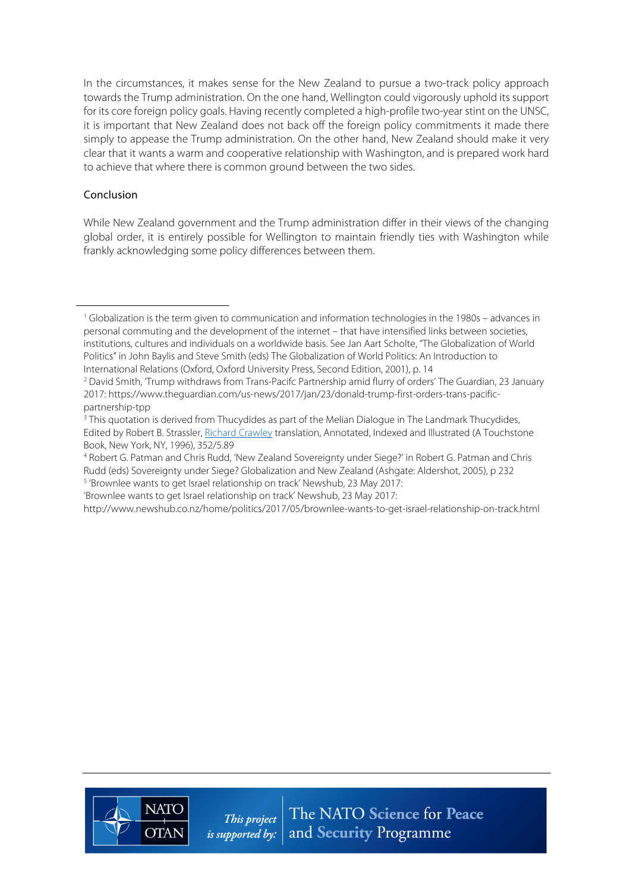In the circumstances, it makes sense for the New Zealand to pursue a two-track policy approach towards the Trump administration. On the one hand, Wellington could vigorously uphold its support for its core foreign policy goals. Having recently completed a high-profile two-year stint on the UNSC, it is important that New Zealand does not back off the foreign policy commitments it made there simply to appease the Trump administration. On the other hand, New Zealand should make it very clear that it wants a warm and cooperative relationship with Washington, and is prepared work hard to achieve that where there is common ground between the two sides.

## Conclusion

While New Zealand government and the Trump administration differ in their views of the changing global order, it is entirely possible for Wellington to maintain friendly ties with Washington while frankly acknowledging some policy differences between them.

---

[1] Globalization is the term given to communication and information technologies in the 1980s – advances in personal commuting and the development of the internet – that have intensified links between societies, institutions, cultures and individuals on a worldwide basis. See Jan Aart Scholte, "The Globalization of World Politics" in John Baylis and Steve Smith (eds) The Globalization of World Politics: An Introduction to International Relations (Oxford, Oxford University Press, Second Edition, 2001), p. 14

[2] David Smith, 'Trump withdraws from Trans-Pacifc Partnership amid flurry of orders' The Guardian, 23 January 2017: https://www.theguardian.com/us-news/2017/jan/23/donald-trump-first-orders-trans-pacific-partnership-tpp

[3] This quotation is derived from Thucydides as part of the Melian Dialogue in The Landmark Thucydides, Edited by Robert B. Strassler, Richard Crawley translation, Annotated, Indexed and Illustrated (A Touchstone Book, New York, NY, 1996), 352/5.89

[4] Robert G. Patman and Chris Rudd, 'New Zealand Sovereignty under Siege?' in Robert G. Patman and Chris Rudd (eds) Sovereignty under Siege? Globalization and New Zealand (Ashgate: Aldershot, 2005), p 232

[5] 'Brownlee wants to get Israel relationship on track' Newshub, 23 May 2017:
'Brownlee wants to get Israel relationship on track' Newshub, 23 May 2017:
http://www.newshub.co.nz/home/politics/2017/05/brownlee-wants-to-get-israel-relationship-on-track.html

NATO OTAN *This project is supported by:* The NATO Science for Peace and Security Programme